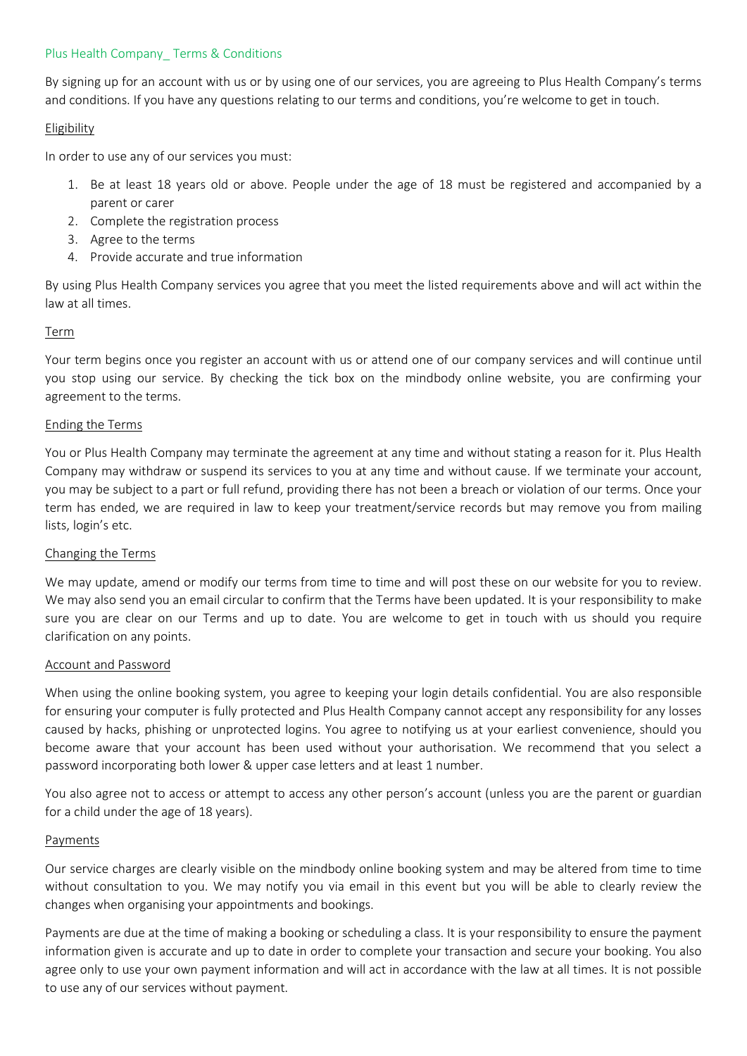# Plus Health Company_ Terms & Conditions

By signing up for an account with us or by using one of our services, you are agreeing to Plus Health Company's terms and conditions. If you have any questions relating to our terms and conditions, you're welcome to get in touch.

## Eligibility

In order to use any of our services you must:

1. Be at least 18 years old or above. People under the age of 18 must be registered and accompanied by a parent or carer
2. Complete the registration process
3. Agree to the terms
4. Provide accurate and true information

By using Plus Health Company services you agree that you meet the listed requirements above and will act within the law at all times.

## Term

Your term begins once you register an account with us or attend one of our company services and will continue until you stop using our service. By checking the tick box on the mindbody online website, you are confirming your agreement to the terms.

## Ending the Terms

You or Plus Health Company may terminate the agreement at any time and without stating a reason for it. Plus Health Company may withdraw or suspend its services to you at any time and without cause. If we terminate your account, you may be subject to a part or full refund, providing there has not been a breach or violation of our terms. Once your term has ended, we are required in law to keep your treatment/service records but may remove you from mailing lists, login's etc.

## Changing the Terms

We may update, amend or modify our terms from time to time and will post these on our website for you to review. We may also send you an email circular to confirm that the Terms have been updated. It is your responsibility to make sure you are clear on our Terms and up to date. You are welcome to get in touch with us should you require clarification on any points.

## Account and Password

When using the online booking system, you agree to keeping your login details confidential. You are also responsible for ensuring your computer is fully protected and Plus Health Company cannot accept any responsibility for any losses caused by hacks, phishing or unprotected logins. You agree to notifying us at your earliest convenience, should you become aware that your account has been used without your authorisation. We recommend that you select a password incorporating both lower & upper case letters and at least 1 number.

You also agree not to access or attempt to access any other person's account (unless you are the parent or guardian for a child under the age of 18 years).

## Payments

Our service charges are clearly visible on the mindbody online booking system and may be altered from time to time without consultation to you. We may notify you via email in this event but you will be able to clearly review the changes when organising your appointments and bookings.

Payments are due at the time of making a booking or scheduling a class. It is your responsibility to ensure the payment information given is accurate and up to date in order to complete your transaction and secure your booking. You also agree only to use your own payment information and will act in accordance with the law at all times. It is not possible to use any of our services without payment.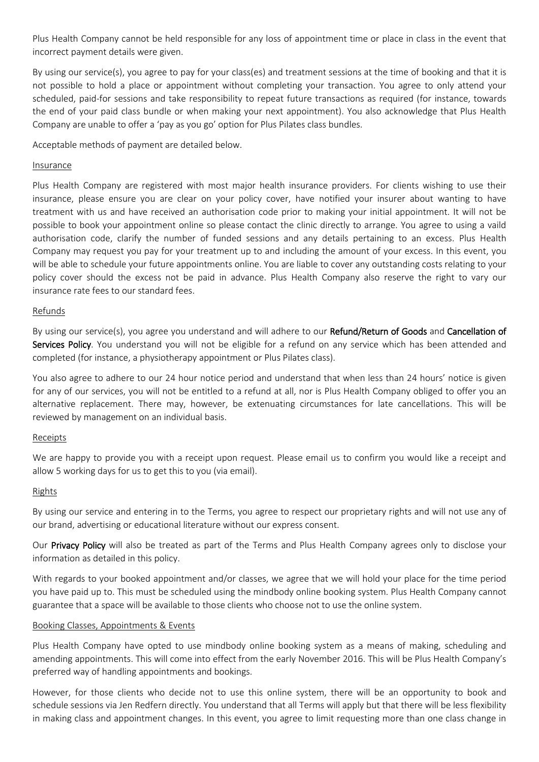Plus Health Company cannot be held responsible for any loss of appointment time or place in class in the event that incorrect payment details were given.

By using our service(s), you agree to pay for your class(es) and treatment sessions at the time of booking and that it is not possible to hold a place or appointment without completing your transaction. You agree to only attend your scheduled, paid-for sessions and take responsibility to repeat future transactions as required (for instance, towards the end of your paid class bundle or when making your next appointment). You also acknowledge that Plus Health Company are unable to offer a 'pay as you go' option for Plus Pilates class bundles.

Acceptable methods of payment are detailed below.

## Insurance

Plus Health Company are registered with most major health insurance providers. For clients wishing to use their insurance, please ensure you are clear on your policy cover, have notified your insurer about wanting to have treatment with us and have received an authorisation code prior to making your initial appointment. It will not be possible to book your appointment online so please contact the clinic directly to arrange. You agree to using a vaild authorisation code, clarify the number of funded sessions and any details pertaining to an excess. Plus Health Company may request you pay for your treatment up to and including the amount of your excess. In this event, you will be able to schedule your future appointments online. You are liable to cover any outstanding costs relating to your policy cover should the excess not be paid in advance. Plus Health Company also reserve the right to vary our insurance rate fees to our standard fees.

## Refunds

By using our service(s), you agree you understand and will adhere to our **Refund/Return of Goods** and **Cancellation of Services Policy**. You understand you will not be eligible for a refund on any service which has been attended and completed (for instance, a physiotherapy appointment or Plus Pilates class).

You also agree to adhere to our 24 hour notice period and understand that when less than 24 hours' notice is given for any of our services, you will not be entitled to a refund at all, nor is Plus Health Company obliged to offer you an alternative replacement. There may, however, be extenuating circumstances for late cancellations. This will be reviewed by management on an individual basis.

## Receipts

We are happy to provide you with a receipt upon request. Please email us to confirm you would like a receipt and allow 5 working days for us to get this to you (via email).

## Rights

By using our service and entering in to the Terms, you agree to respect our proprietary rights and will not use any of our brand, advertising or educational literature without our express consent.

Our **Privacy Policy** will also be treated as part of the Terms and Plus Health Company agrees only to disclose your information as detailed in this policy.

With regards to your booked appointment and/or classes, we agree that we will hold your place for the time period you have paid up to. This must be scheduled using the mindbody online booking system. Plus Health Company cannot guarantee that a space will be available to those clients who choose not to use the online system.

## Booking Classes, Appointments & Events

Plus Health Company have opted to use mindbody online booking system as a means of making, scheduling and amending appointments. This will come into effect from the early November 2016. This will be Plus Health Company's preferred way of handling appointments and bookings.

However, for those clients who decide not to use this online system, there will be an opportunity to book and schedule sessions via Jen Redfern directly. You understand that all Terms will apply but that there will be less flexibility in making class and appointment changes. In this event, you agree to limit requesting more than one class change in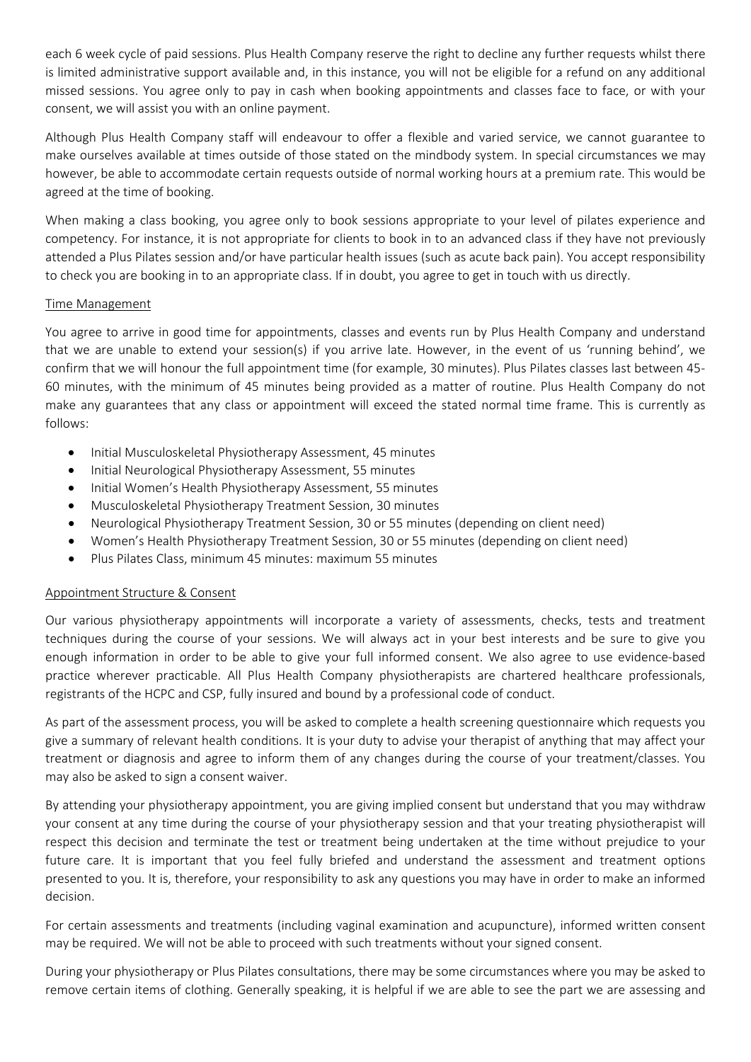each 6 week cycle of paid sessions. Plus Health Company reserve the right to decline any further requests whilst there is limited administrative support available and, in this instance, you will not be eligible for a refund on any additional missed sessions. You agree only to pay in cash when booking appointments and classes face to face, or with your consent, we will assist you with an online payment.

Although Plus Health Company staff will endeavour to offer a flexible and varied service, we cannot guarantee to make ourselves available at times outside of those stated on the mindbody system. In special circumstances we may however, be able to accommodate certain requests outside of normal working hours at a premium rate. This would be agreed at the time of booking.

When making a class booking, you agree only to book sessions appropriate to your level of pilates experience and competency. For instance, it is not appropriate for clients to book in to an advanced class if they have not previously attended a Plus Pilates session and/or have particular health issues (such as acute back pain). You accept responsibility to check you are booking in to an appropriate class. If in doubt, you agree to get in touch with us directly.

## Time Management

You agree to arrive in good time for appointments, classes and events run by Plus Health Company and understand that we are unable to extend your session(s) if you arrive late. However, in the event of us 'running behind', we confirm that we will honour the full appointment time (for example, 30 minutes). Plus Pilates classes last between 45-60 minutes, with the minimum of 45 minutes being provided as a matter of routine. Plus Health Company do not make any guarantees that any class or appointment will exceed the stated normal time frame. This is currently as follows:

- Initial Musculoskeletal Physiotherapy Assessment, 45 minutes
- Initial Neurological Physiotherapy Assessment, 55 minutes
- Initial Women's Health Physiotherapy Assessment, 55 minutes
- Musculoskeletal Physiotherapy Treatment Session, 30 minutes
- Neurological Physiotherapy Treatment Session, 30 or 55 minutes (depending on client need)
- Women's Health Physiotherapy Treatment Session, 30 or 55 minutes (depending on client need)
- Plus Pilates Class, minimum 45 minutes: maximum 55 minutes

## Appointment Structure & Consent

Our various physiotherapy appointments will incorporate a variety of assessments, checks, tests and treatment techniques during the course of your sessions. We will always act in your best interests and be sure to give you enough information in order to be able to give your full informed consent. We also agree to use evidence-based practice wherever practicable. All Plus Health Company physiotherapists are chartered healthcare professionals, registrants of the HCPC and CSP, fully insured and bound by a professional code of conduct.

As part of the assessment process, you will be asked to complete a health screening questionnaire which requests you give a summary of relevant health conditions. It is your duty to advise your therapist of anything that may affect your treatment or diagnosis and agree to inform them of any changes during the course of your treatment/classes. You may also be asked to sign a consent waiver.

By attending your physiotherapy appointment, you are giving implied consent but understand that you may withdraw your consent at any time during the course of your physiotherapy session and that your treating physiotherapist will respect this decision and terminate the test or treatment being undertaken at the time without prejudice to your future care. It is important that you feel fully briefed and understand the assessment and treatment options presented to you. It is, therefore, your responsibility to ask any questions you may have in order to make an informed decision.

For certain assessments and treatments (including vaginal examination and acupuncture), informed written consent may be required. We will not be able to proceed with such treatments without your signed consent.

During your physiotherapy or Plus Pilates consultations, there may be some circumstances where you may be asked to remove certain items of clothing. Generally speaking, it is helpful if we are able to see the part we are assessing and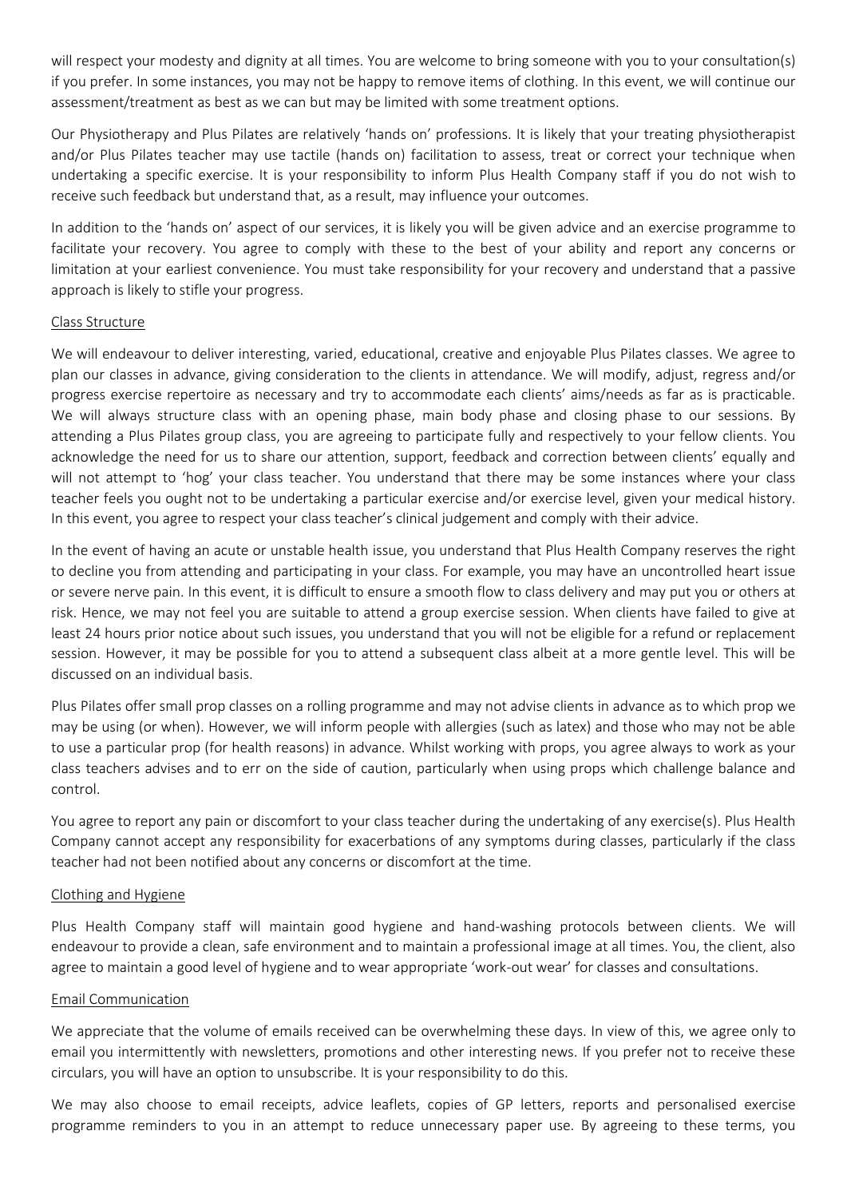will respect your modesty and dignity at all times. You are welcome to bring someone with you to your consultation(s) if you prefer. In some instances, you may not be happy to remove items of clothing. In this event, we will continue our assessment/treatment as best as we can but may be limited with some treatment options.

Our Physiotherapy and Plus Pilates are relatively 'hands on' professions. It is likely that your treating physiotherapist and/or Plus Pilates teacher may use tactile (hands on) facilitation to assess, treat or correct your technique when undertaking a specific exercise. It is your responsibility to inform Plus Health Company staff if you do not wish to receive such feedback but understand that, as a result, may influence your outcomes.

In addition to the 'hands on' aspect of our services, it is likely you will be given advice and an exercise programme to facilitate your recovery. You agree to comply with these to the best of your ability and report any concerns or limitation at your earliest convenience. You must take responsibility for your recovery and understand that a passive approach is likely to stifle your progress.

Class Structure

We will endeavour to deliver interesting, varied, educational, creative and enjoyable Plus Pilates classes. We agree to plan our classes in advance, giving consideration to the clients in attendance. We will modify, adjust, regress and/or progress exercise repertoire as necessary and try to accommodate each clients' aims/needs as far as is practicable. We will always structure class with an opening phase, main body phase and closing phase to our sessions. By attending a Plus Pilates group class, you are agreeing to participate fully and respectively to your fellow clients. You acknowledge the need for us to share our attention, support, feedback and correction between clients' equally and will not attempt to 'hog' your class teacher. You understand that there may be some instances where your class teacher feels you ought not to be undertaking a particular exercise and/or exercise level, given your medical history. In this event, you agree to respect your class teacher's clinical judgement and comply with their advice.

In the event of having an acute or unstable health issue, you understand that Plus Health Company reserves the right to decline you from attending and participating in your class. For example, you may have an uncontrolled heart issue or severe nerve pain. In this event, it is difficult to ensure a smooth flow to class delivery and may put you or others at risk. Hence, we may not feel you are suitable to attend a group exercise session. When clients have failed to give at least 24 hours prior notice about such issues, you understand that you will not be eligible for a refund or replacement session. However, it may be possible for you to attend a subsequent class albeit at a more gentle level. This will be discussed on an individual basis.

Plus Pilates offer small prop classes on a rolling programme and may not advise clients in advance as to which prop we may be using (or when). However, we will inform people with allergies (such as latex) and those who may not be able to use a particular prop (for health reasons) in advance. Whilst working with props, you agree always to work as your class teachers advises and to err on the side of caution, particularly when using props which challenge balance and control.

You agree to report any pain or discomfort to your class teacher during the undertaking of any exercise(s). Plus Health Company cannot accept any responsibility for exacerbations of any symptoms during classes, particularly if the class teacher had not been notified about any concerns or discomfort at the time.

Clothing and Hygiene

Plus Health Company staff will maintain good hygiene and hand-washing protocols between clients. We will endeavour to provide a clean, safe environment and to maintain a professional image at all times. You, the client, also agree to maintain a good level of hygiene and to wear appropriate 'work-out wear' for classes and consultations.

Email Communication

We appreciate that the volume of emails received can be overwhelming these days. In view of this, we agree only to email you intermittently with newsletters, promotions and other interesting news. If you prefer not to receive these circulars, you will have an option to unsubscribe. It is your responsibility to do this.

We may also choose to email receipts, advice leaflets, copies of GP letters, reports and personalised exercise programme reminders to you in an attempt to reduce unnecessary paper use. By agreeing to these terms, you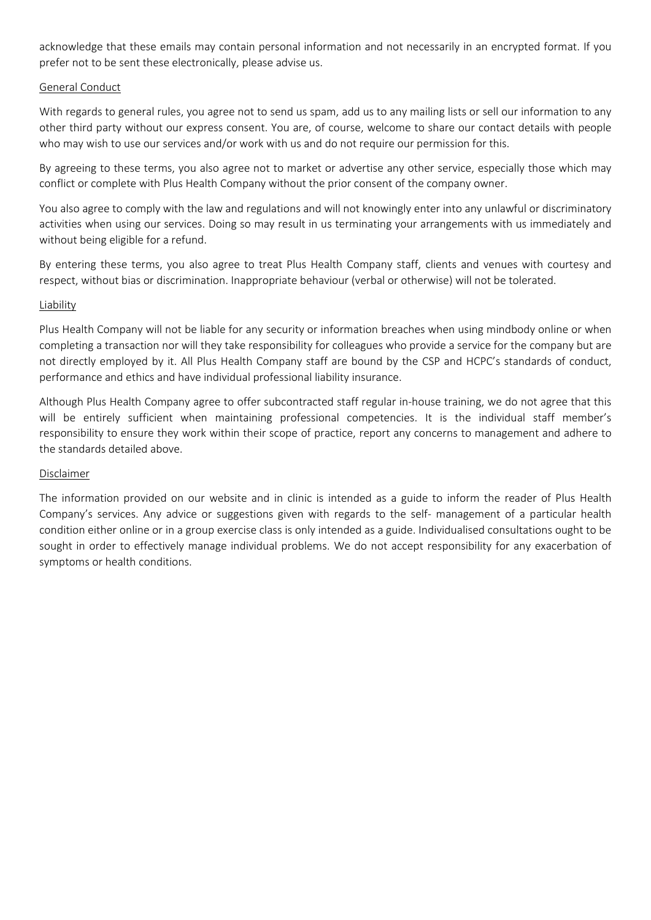acknowledge that these emails may contain personal information and not necessarily in an encrypted format. If you prefer not to be sent these electronically, please advise us.

<u>General Conduct</u>

With regards to general rules, you agree not to send us spam, add us to any mailing lists or sell our information to any other third party without our express consent. You are, of course, welcome to share our contact details with people who may wish to use our services and/or work with us and do not require our permission for this.

By agreeing to these terms, you also agree not to market or advertise any other service, especially those which may conflict or complete with Plus Health Company without the prior consent of the company owner.

You also agree to comply with the law and regulations and will not knowingly enter into any unlawful or discriminatory activities when using our services. Doing so may result in us terminating your arrangements with us immediately and without being eligible for a refund.

By entering these terms, you also agree to treat Plus Health Company staff, clients and venues with courtesy and respect, without bias or discrimination. Inappropriate behaviour (verbal or otherwise) will not be tolerated.

<u>Liability</u>

Plus Health Company will not be liable for any security or information breaches when using mindbody online or when completing a transaction nor will they take responsibility for colleagues who provide a service for the company but are not directly employed by it. All Plus Health Company staff are bound by the CSP and HCPC's standards of conduct, performance and ethics and have individual professional liability insurance.

Although Plus Health Company agree to offer subcontracted staff regular in-house training, we do not agree that this will be entirely sufficient when maintaining professional competencies. It is the individual staff member's responsibility to ensure they work within their scope of practice, report any concerns to management and adhere to the standards detailed above.

<u>Disclaimer</u>

The information provided on our website and in clinic is intended as a guide to inform the reader of Plus Health Company's services. Any advice or suggestions given with regards to the self- management of a particular health condition either online or in a group exercise class is only intended as a guide. Individualised consultations ought to be sought in order to effectively manage individual problems. We do not accept responsibility for any exacerbation of symptoms or health conditions.